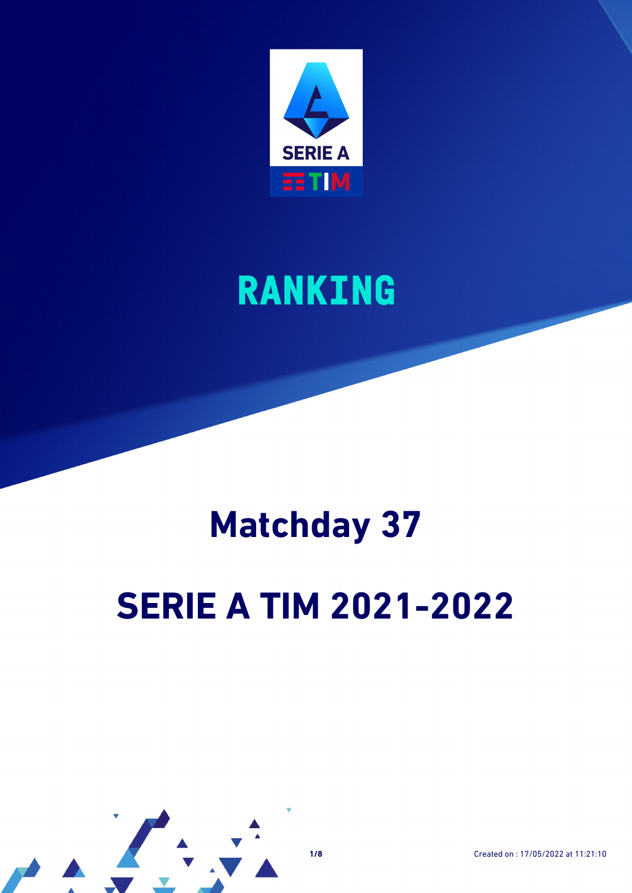SERIE A
TIM

# RANKING

# Matchday 37

# SERIE A TIM 2021-2022

Created on : 17/05/2022 at 11:21:10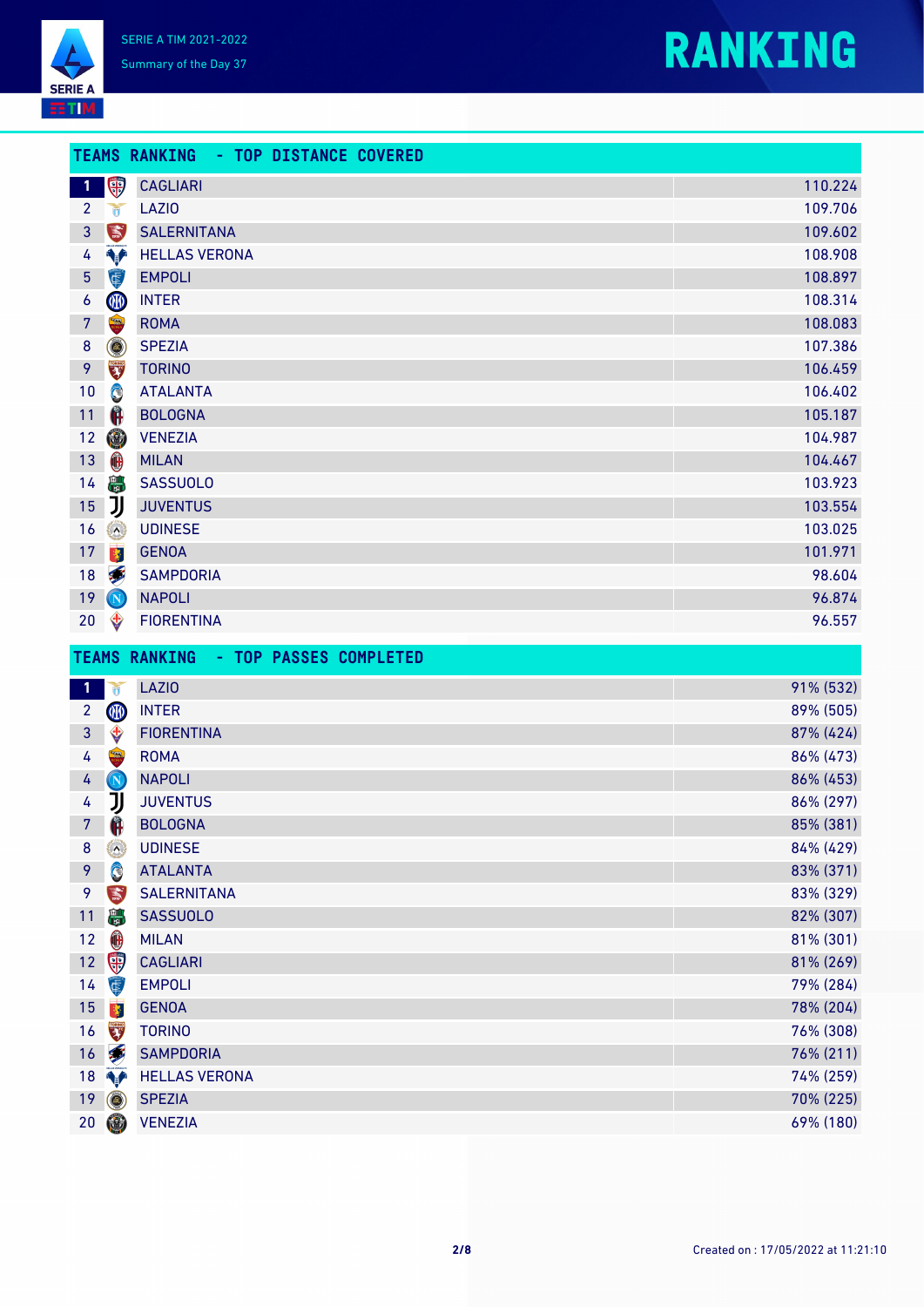SERIE A TIM 2021-2022

Summary of the Day 37

# RANKING

## TEAMS RANKING - TOP DISTANCE COVERED

| # | Team | Distance |
|---|---|---|
| 1 | CAGLIARI | 110.224 |
| 2 | LAZIO | 109.706 |
| 3 | SALERNITANA | 109.602 |
| 4 | HELLAS VERONA | 108.908 |
| 5 | EMPOLI | 108.897 |
| 6 | INTER | 108.314 |
| 7 | ROMA | 108.083 |
| 8 | SPEZIA | 107.386 |
| 9 | TORINO | 106.459 |
| 10 | ATALANTA | 106.402 |
| 11 | BOLOGNA | 105.187 |
| 12 | VENEZIA | 104.987 |
| 13 | MILAN | 104.467 |
| 14 | SASSUOLO | 103.923 |
| 15 | JUVENTUS | 103.554 |
| 16 | UDINESE | 103.025 |
| 17 | GENOA | 101.971 |
| 18 | SAMPDORIA | 98.604 |
| 19 | NAPOLI | 96.874 |
| 20 | FIORENTINA | 96.557 |

## TEAMS RANKING - TOP PASSES COMPLETED

| # | Team | Passes Completed |
|---|---|---|
| 1 | LAZIO | 91% (532) |
| 2 | INTER | 89% (505) |
| 3 | FIORENTINA | 87% (424) |
| 4 | ROMA | 86% (473) |
| 4 | NAPOLI | 86% (453) |
| 4 | JUVENTUS | 86% (297) |
| 7 | BOLOGNA | 85% (381) |
| 8 | UDINESE | 84% (429) |
| 9 | ATALANTA | 83% (371) |
| 9 | SALERNITANA | 83% (329) |
| 11 | SASSUOLO | 82% (307) |
| 12 | MILAN | 81% (301) |
| 12 | CAGLIARI | 81% (269) |
| 14 | EMPOLI | 79% (284) |
| 15 | GENOA | 78% (204) |
| 16 | TORINO | 76% (308) |
| 16 | SAMPDORIA | 76% (211) |
| 18 | HELLAS VERONA | 74% (259) |
| 19 | SPEZIA | 70% (225) |
| 20 | VENEZIA | 69% (180) |

Created on : 17/05/2022 at 11:21:10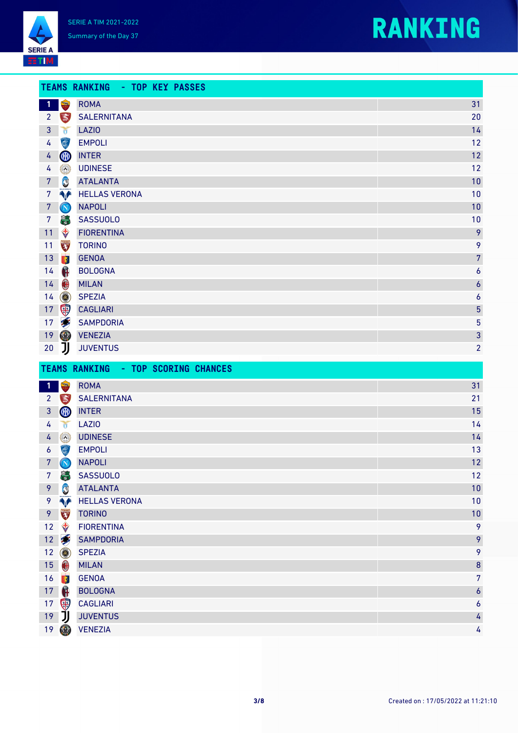SERIE A TIM 2021-2022

Summary of the Day 37

# RANKING

## TEAMS RANKING - TOP KEY PASSES

| # | Team | Value |
|---|---|---|
| 1 | ROMA | 31 |
| 2 | SALERNITANA | 20 |
| 3 | LAZIO | 14 |
| 4 | EMPOLI | 12 |
| 4 | INTER | 12 |
| 4 | UDINESE | 12 |
| 7 | ATALANTA | 10 |
| 7 | HELLAS VERONA | 10 |
| 7 | NAPOLI | 10 |
| 7 | SASSUOLO | 10 |
| 11 | FIORENTINA | 9 |
| 11 | TORINO | 9 |
| 13 | GENOA | 7 |
| 14 | BOLOGNA | 6 |
| 14 | MILAN | 6 |
| 14 | SPEZIA | 6 |
| 17 | CAGLIARI | 5 |
| 17 | SAMPDORIA | 5 |
| 19 | VENEZIA | 3 |
| 20 | JUVENTUS | 2 |

## TEAMS RANKING - TOP SCORING CHANCES

| # | Team | Value |
|---|---|---|
| 1 | ROMA | 31 |
| 2 | SALERNITANA | 21 |
| 3 | INTER | 15 |
| 4 | LAZIO | 14 |
| 4 | UDINESE | 14 |
| 6 | EMPOLI | 13 |
| 7 | NAPOLI | 12 |
| 7 | SASSUOLO | 12 |
| 9 | ATALANTA | 10 |
| 9 | HELLAS VERONA | 10 |
| 9 | TORINO | 10 |
| 12 | FIORENTINA | 9 |
| 12 | SAMPDORIA | 9 |
| 12 | SPEZIA | 9 |
| 15 | MILAN | 8 |
| 16 | GENOA | 7 |
| 17 | BOLOGNA | 6 |
| 17 | CAGLIARI | 6 |
| 19 | JUVENTUS | 4 |
| 19 | VENEZIA | 4 |

Created on : 17/05/2022 at 11:21:10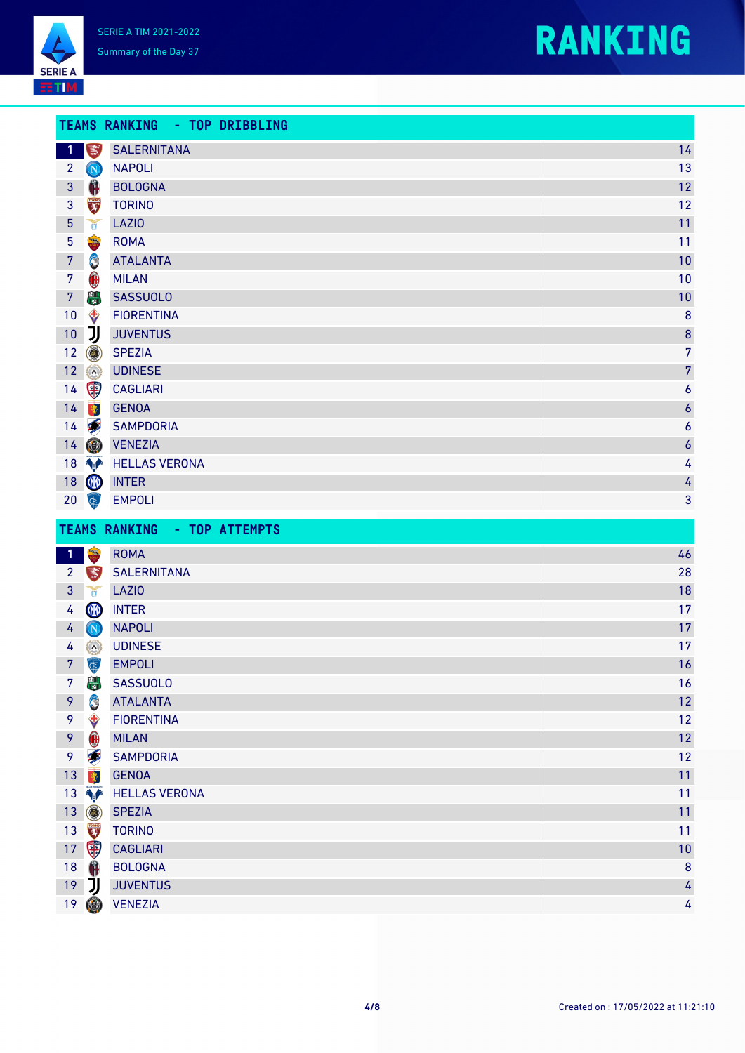SERIE A TIM 2021-2022

Summary of the Day 37

# RANKING

## TEAMS RANKING - TOP DRIBBLING

| # | Team | Value |
|---|---|---|
| 1 | SALERNITANA | 14 |
| 2 | NAPOLI | 13 |
| 3 | BOLOGNA | 12 |
| 3 | TORINO | 12 |
| 5 | LAZIO | 11 |
| 5 | ROMA | 11 |
| 7 | ATALANTA | 10 |
| 7 | MILAN | 10 |
| 7 | SASSUOLO | 10 |
| 10 | FIORENTINA | 8 |
| 10 | JUVENTUS | 8 |
| 12 | SPEZIA | 7 |
| 12 | UDINESE | 7 |
| 14 | CAGLIARI | 6 |
| 14 | GENOA | 6 |
| 14 | SAMPDORIA | 6 |
| 14 | VENEZIA | 6 |
| 18 | HELLAS VERONA | 4 |
| 18 | INTER | 4 |
| 20 | EMPOLI | 3 |

## TEAMS RANKING - TOP ATTEMPTS

| # | Team | Value |
|---|---|---|
| 1 | ROMA | 46 |
| 2 | SALERNITANA | 28 |
| 3 | LAZIO | 18 |
| 4 | INTER | 17 |
| 4 | NAPOLI | 17 |
| 4 | UDINESE | 17 |
| 7 | EMPOLI | 16 |
| 7 | SASSUOLO | 16 |
| 9 | ATALANTA | 12 |
| 9 | FIORENTINA | 12 |
| 9 | MILAN | 12 |
| 9 | SAMPDORIA | 12 |
| 13 | GENOA | 11 |
| 13 | HELLAS VERONA | 11 |
| 13 | SPEZIA | 11 |
| 13 | TORINO | 11 |
| 17 | CAGLIARI | 10 |
| 18 | BOLOGNA | 8 |
| 19 | JUVENTUS | 4 |
| 19 | VENEZIA | 4 |

Created on : 17/05/2022 at 11:21:10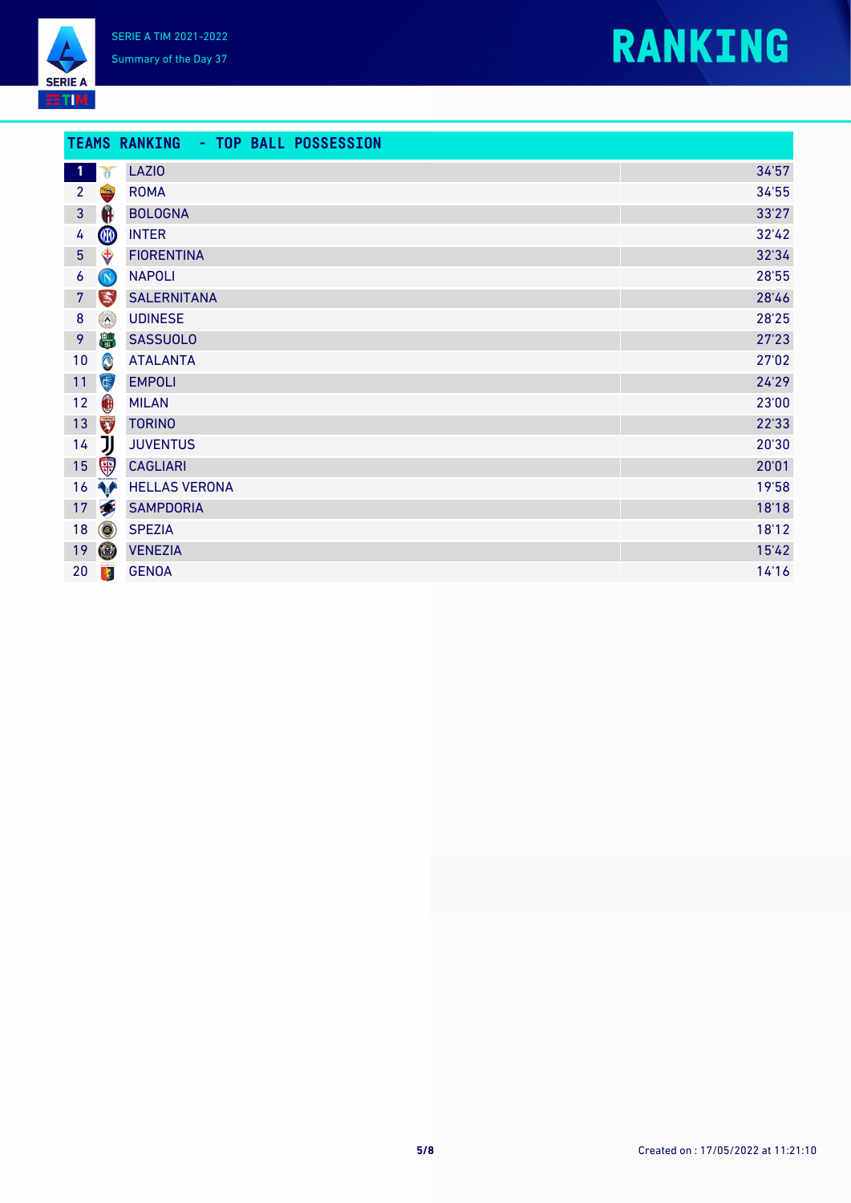SERIE A TIM 2021-2022

Summary of the Day 37

# RANKING

## TEAMS RANKING - TOP BALL POSSESSION

| # | Team | Possession |
|---|---|---|
| 1 | LAZIO | 34'57 |
| 2 | ROMA | 34'55 |
| 3 | BOLOGNA | 33'27 |
| 4 | INTER | 32'42 |
| 5 | FIORENTINA | 32'34 |
| 6 | NAPOLI | 28'55 |
| 7 | SALERNITANA | 28'46 |
| 8 | UDINESE | 28'25 |
| 9 | SASSUOLO | 27'23 |
| 10 | ATALANTA | 27'02 |
| 11 | EMPOLI | 24'29 |
| 12 | MILAN | 23'00 |
| 13 | TORINO | 22'33 |
| 14 | JUVENTUS | 20'30 |
| 15 | CAGLIARI | 20'01 |
| 16 | HELLAS VERONA | 19'58 |
| 17 | SAMPDORIA | 18'18 |
| 18 | SPEZIA | 18'12 |
| 19 | VENEZIA | 15'42 |
| 20 | GENOA | 14'16 |

Created on : 17/05/2022 at 11:21:10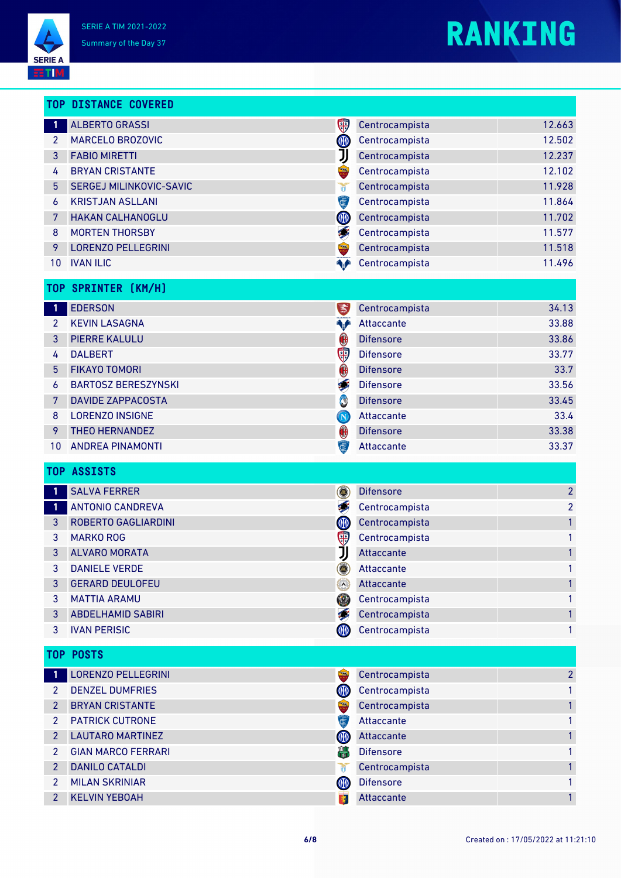SERIE A TIM 2021-2022

Summary of the Day 37

# RANKING

## TOP DISTANCE COVERED

| # | Player | Role | Value |
|---|---|---|---|
| 1 | ALBERTO GRASSI | Centrocampista | 12.663 |
| 2 | MARCELO BROZOVIC | Centrocampista | 12.502 |
| 3 | FABIO MIRETTI | Centrocampista | 12.237 |
| 4 | BRYAN CRISTANTE | Centrocampista | 12.102 |
| 5 | SERGEJ MILINKOVIC-SAVIC | Centrocampista | 11.928 |
| 6 | KRISTJAN ASLLANI | Centrocampista | 11.864 |
| 7 | HAKAN CALHANOGLU | Centrocampista | 11.702 |
| 8 | MORTEN THORSBY | Centrocampista | 11.577 |
| 9 | LORENZO PELLEGRINI | Centrocampista | 11.518 |
| 10 | IVAN ILIC | Centrocampista | 11.496 |

## TOP SPRINTER (KM/H)

| # | Player | Role | Value |
|---|---|---|---|
| 1 | EDERSON | Centrocampista | 34.13 |
| 2 | KEVIN LASAGNA | Attaccante | 33.88 |
| 3 | PIERRE KALULU | Difensore | 33.86 |
| 4 | DALBERT | Difensore | 33.77 |
| 5 | FIKAYO TOMORI | Difensore | 33.7 |
| 6 | BARTOSZ BERESZYNSKI | Difensore | 33.56 |
| 7 | DAVIDE ZAPPACOSTA | Difensore | 33.45 |
| 8 | LORENZO INSIGNE | Attaccante | 33.4 |
| 9 | THEO HERNANDEZ | Difensore | 33.38 |
| 10 | ANDREA PINAMONTI | Attaccante | 33.37 |

## TOP ASSISTS

| # | Player | Role | Value |
|---|---|---|---|
| 1 | SALVA FERRER | Difensore | 2 |
| 1 | ANTONIO CANDREVA | Centrocampista | 2 |
| 3 | ROBERTO GAGLIARDINI | Centrocampista | 1 |
| 3 | MARKO ROG | Centrocampista | 1 |
| 3 | ALVARO MORATA | Attaccante | 1 |
| 3 | DANIELE VERDE | Attaccante | 1 |
| 3 | GERARD DEULOFEU | Attaccante | 1 |
| 3 | MATTIA ARAMU | Centrocampista | 1 |
| 3 | ABDELHAMID SABIRI | Centrocampista | 1 |
| 3 | IVAN PERISIC | Centrocampista | 1 |

## TOP POSTS

| # | Player | Role | Value |
|---|---|---|---|
| 1 | LORENZO PELLEGRINI | Centrocampista | 2 |
| 2 | DENZEL DUMFRIES | Centrocampista | 1 |
| 2 | BRYAN CRISTANTE | Centrocampista | 1 |
| 2 | PATRICK CUTRONE | Attaccante | 1 |
| 2 | LAUTARO MARTINEZ | Attaccante | 1 |
| 2 | GIAN MARCO FERRARI | Difensore | 1 |
| 2 | DANILO CATALDI | Centrocampista | 1 |
| 2 | MILAN SKRINIAR | Difensore | 1 |
| 2 | KELVIN YEBOAH | Attaccante | 1 |

Created on : 17/05/2022 at 11:21:10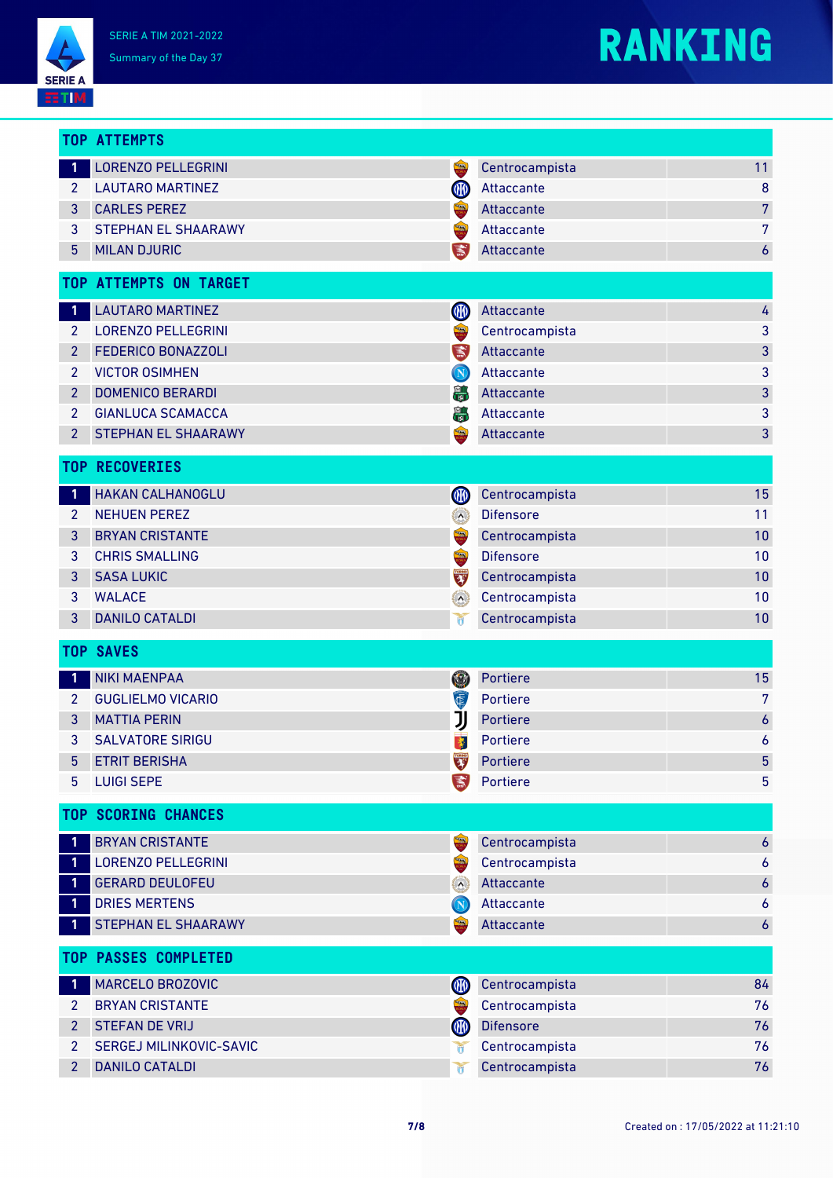SERIE A TIM 2021-2022

Summary of the Day 37

# RANKING

## TOP ATTEMPTS

| # | Player | Role | Value |
|---|---|---|---|
| 1 | LORENZO PELLEGRINI | Centrocampista | 11 |
| 2 | LAUTARO MARTINEZ | Attaccante | 8 |
| 3 | CARLES PEREZ | Attaccante | 7 |
| 3 | STEPHAN EL SHAARAWY | Attaccante | 7 |
| 5 | MILAN DJURIC | Attaccante | 6 |

## TOP ATTEMPTS ON TARGET

| # | Player | Role | Value |
|---|---|---|---|
| 1 | LAUTARO MARTINEZ | Attaccante | 4 |
| 2 | LORENZO PELLEGRINI | Centrocampista | 3 |
| 2 | FEDERICO BONAZZOLI | Attaccante | 3 |
| 2 | VICTOR OSIMHEN | Attaccante | 3 |
| 2 | DOMENICO BERARDI | Attaccante | 3 |
| 2 | GIANLUCA SCAMACCA | Attaccante | 3 |
| 2 | STEPHAN EL SHAARAWY | Attaccante | 3 |

## TOP RECOVERIES

| # | Player | Role | Value |
|---|---|---|---|
| 1 | HAKAN CALHANOGLU | Centrocampista | 15 |
| 2 | NEHUEN PEREZ | Difensore | 11 |
| 3 | BRYAN CRISTANTE | Centrocampista | 10 |
| 3 | CHRIS SMALLING | Difensore | 10 |
| 3 | SASA LUKIC | Centrocampista | 10 |
| 3 | WALACE | Centrocampista | 10 |
| 3 | DANILO CATALDI | Centrocampista | 10 |

## TOP SAVES

| # | Player | Role | Value |
|---|---|---|---|
| 1 | NIKI MAENPAA | Portiere | 15 |
| 2 | GUGLIELMO VICARIO | Portiere | 7 |
| 3 | MATTIA PERIN | Portiere | 6 |
| 3 | SALVATORE SIRIGU | Portiere | 6 |
| 5 | ETRIT BERISHA | Portiere | 5 |
| 5 | LUIGI SEPE | Portiere | 5 |

## TOP SCORING CHANCES

| # | Player | Role | Value |
|---|---|---|---|
| 1 | BRYAN CRISTANTE | Centrocampista | 6 |
| 1 | LORENZO PELLEGRINI | Centrocampista | 6 |
| 1 | GERARD DEULOFEU | Attaccante | 6 |
| 1 | DRIES MERTENS | Attaccante | 6 |
| 1 | STEPHAN EL SHAARAWY | Attaccante | 6 |

## TOP PASSES COMPLETED

| # | Player | Role | Value |
|---|---|---|---|
| 1 | MARCELO BROZOVIC | Centrocampista | 84 |
| 2 | BRYAN CRISTANTE | Centrocampista | 76 |
| 2 | STEFAN DE VRIJ | Difensore | 76 |
| 2 | SERGEJ MILINKOVIC-SAVIC | Centrocampista | 76 |
| 2 | DANILO CATALDI | Centrocampista | 76 |

Created on : 17/05/2022 at 11:21:10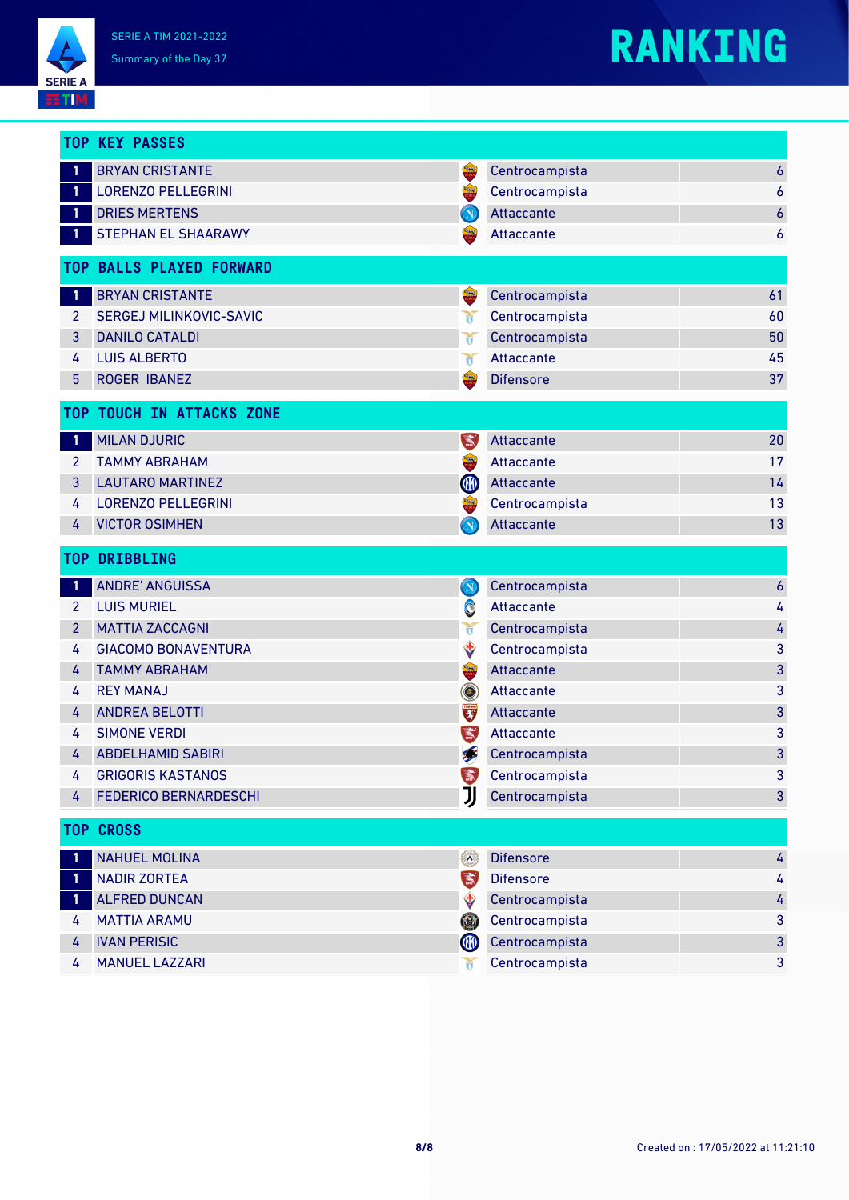SERIE A TIM 2021-2022

Summary of the Day 37

# RANKING

## TOP KEY PASSES

| | | | |
|---|---|---|---|
| 1 | BRYAN CRISTANTE | Centrocampista | 6 |
| 1 | LORENZO PELLEGRINI | Centrocampista | 6 |
| 1 | DRIES MERTENS | Attaccante | 6 |
| 1 | STEPHAN EL SHAARAWY | Attaccante | 6 |

## TOP BALLS PLAYED FORWARD

| | | | |
|---|---|---|---|
| 1 | BRYAN CRISTANTE | Centrocampista | 61 |
| 2 | SERGEJ MILINKOVIC-SAVIC | Centrocampista | 60 |
| 3 | DANILO CATALDI | Centrocampista | 50 |
| 4 | LUIS ALBERTO | Attaccante | 45 |
| 5 | ROGER IBANEZ | Difensore | 37 |

## TOP TOUCH IN ATTACKS ZONE

| | | | |
|---|---|---|---|
| 1 | MILAN DJURIC | Attaccante | 20 |
| 2 | TAMMY ABRAHAM | Attaccante | 17 |
| 3 | LAUTARO MARTINEZ | Attaccante | 14 |
| 4 | LORENZO PELLEGRINI | Centrocampista | 13 |
| 4 | VICTOR OSIMHEN | Attaccante | 13 |

## TOP DRIBBLING

| | | | |
|---|---|---|---|
| 1 | ANDRE' ANGUISSA | Centrocampista | 6 |
| 2 | LUIS MURIEL | Attaccante | 4 |
| 2 | MATTIA ZACCAGNI | Centrocampista | 4 |
| 4 | GIACOMO BONAVENTURA | Centrocampista | 3 |
| 4 | TAMMY ABRAHAM | Attaccante | 3 |
| 4 | REY MANAJ | Attaccante | 3 |
| 4 | ANDREA BELOTTI | Attaccante | 3 |
| 4 | SIMONE VERDI | Attaccante | 3 |
| 4 | ABDELHAMID SABIRI | Centrocampista | 3 |
| 4 | GRIGORIS KASTANOS | Centrocampista | 3 |
| 4 | FEDERICO BERNARDESCHI | Centrocampista | 3 |

## TOP CROSS

| | | | |
|---|---|---|---|
| 1 | NAHUEL MOLINA | Difensore | 4 |
| 1 | NADIR ZORTEA | Difensore | 4 |
| 1 | ALFRED DUNCAN | Centrocampista | 4 |
| 4 | MATTIA ARAMU | Centrocampista | 3 |
| 4 | IVAN PERISIC | Centrocampista | 3 |
| 4 | MANUEL LAZZARI | Centrocampista | 3 |

Created on : 17/05/2022 at 11:21:10